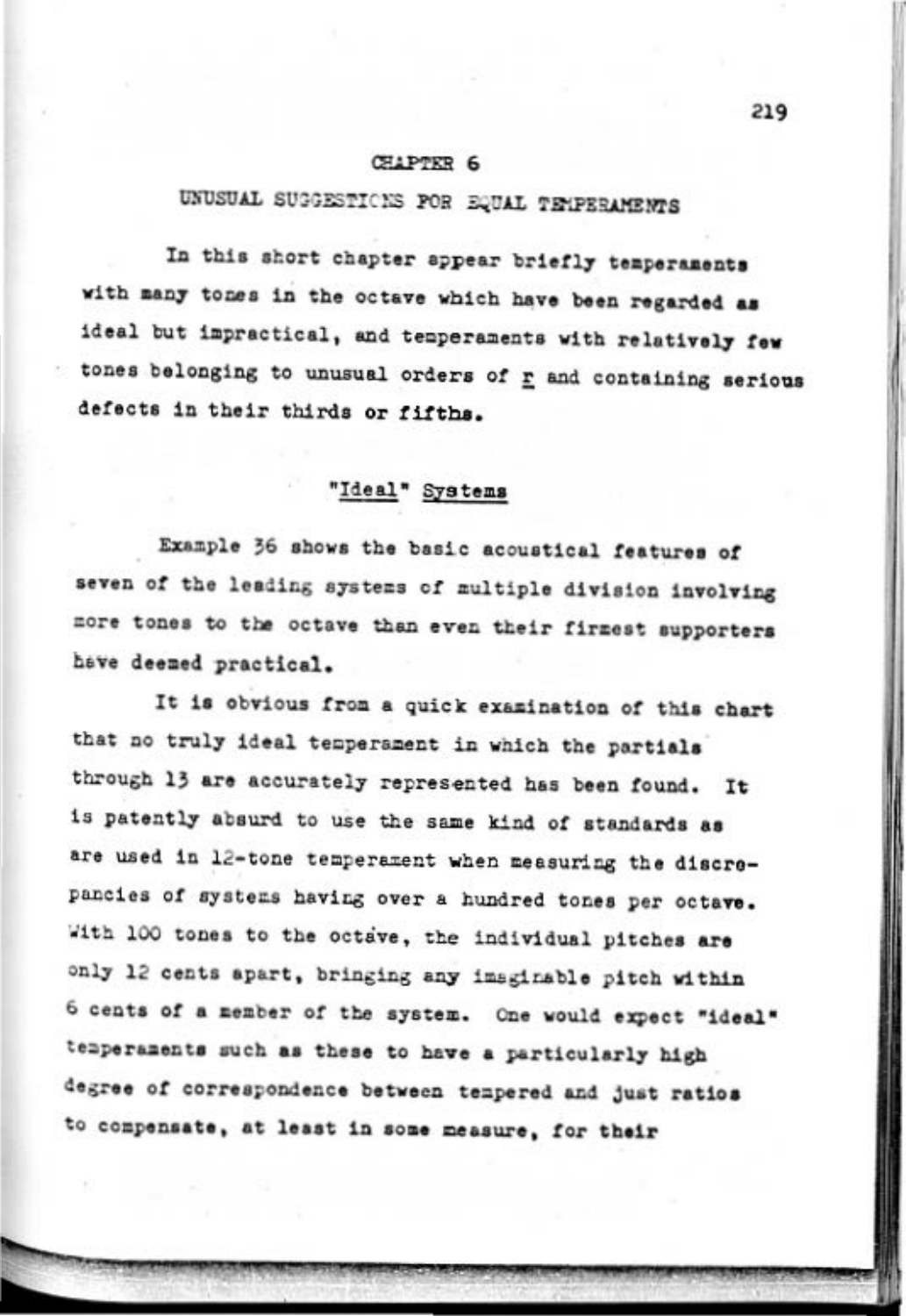# CHAPTER 6

## UNUSUAL SUGGESTIONS FOR EQUAL TEMPERAMENTS

In this short chapter appear briefly temperaments with many tones in the octave which have been regarded as ideal but impractical, and temperaments with relatively few tones belonging to unusual orders of *r* and containing serious defects in their thirds or fifths.

### "Ideal" Systems

Example 36 shows the basic acoustical features of seven of the leading systems of multiple division involving more tones to the octave than even their firmest supporters have deemed practical.

It is obvious from a quick examination of this chart that no truly ideal temperament in which the partials through 13 are accurately represented has been found. It is patently absurd to use the same kind of standards as are used in 12-tone temperament when measuring the discrepancies of systems having over a hundred tones per octave. With 100 tones to the octave, the individual pitches are only 12 cents apart, bringing any imaginable pitch within 6 cents of a member of the system. One would expect "ideal" temperaments such as these to have a particularly high degree of correspondence between tempered and just ratios to compensate, at least in some measure, for their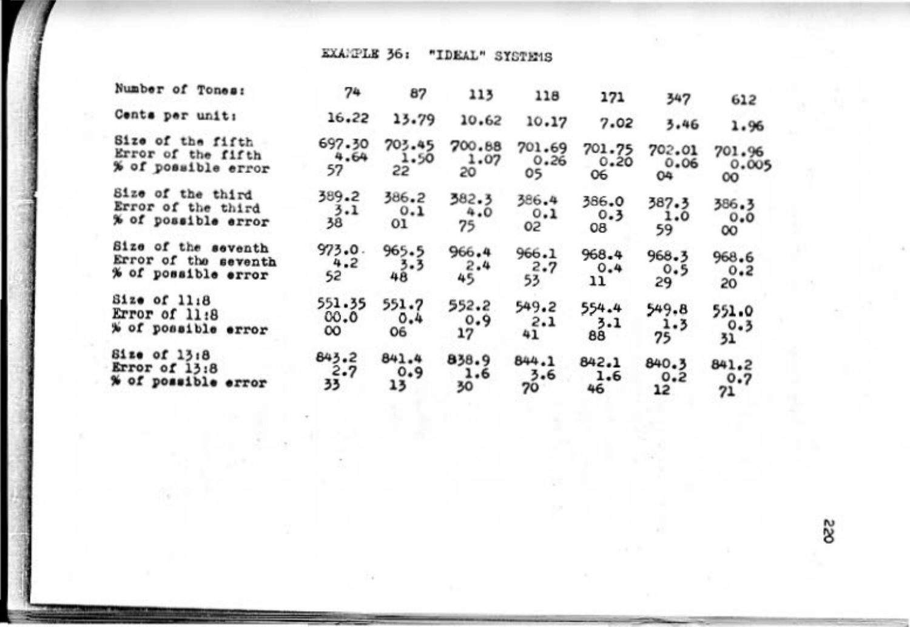EXAMPLE 36: "IDEAL" SYSTEMS

| Number of Tones: | 74 | 87 | 113 | 118 | 171 | 347 | 612 |
|---|---|---|---|---|---|---|---|
| Cents per unit: | 16.22 | 13.79 | 10.62 | 10.17 | 7.02 | 3.46 | 1.96 |
| Size of the fifth | 697.30 | 703.45 | 700.88 | 701.69 | 701.75 | 702.01 | 701.96 |
| Error of the fifth | 4.64 | 1.50 | 1.07 | 0.26 | 0.20 | 0.06 | 0.005 |
| % of possible error | 57 | 22 | 20 | 05 | 06 | 04 | 00 |
| Size of the third | 389.2 | 386.2 | 382.3 | 386.4 | 386.0 | 387.3 | 386.3 |
| Error of the third | 3.1 | 0.1 | 4.0 | 0.1 | 0.3 | 1.0 | 0.0 |
| % of possible error | 38 | 01 | 75 | 02 | 08 | 59 | 00 |
| Size of the seventh | 973.0 | 965.5 | 966.4 | 966.1 | 968.4 | 968.3 | 968.6 |
| Error of the seventh | 4.2 | 3.3 | 2.4 | 2.7 | 0.4 | 0.5 | 0.2 |
| % of possible error | 52 | 48 | 45 | 53 | 11 | 29 | 20 |
| Size of 11:8 | 551.35 | 551.7 | 552.2 | 549.2 | 554.4 | 549.8 | 551.0 |
| Error of 11:8 | 00.0 | 0.4 | 0.9 | 2.1 | 3.1 | 1.3 | 0.3 |
| % of possible error | 00 | 06 | 17 | 41 | 88 | 75 | 31 |
| Size of 13:8 | 843.2 | 841.4 | 838.9 | 844.1 | 842.1 | 840.3 | 841.2 |
| Error of 13:8 | 2.7 | 0.9 | 1.6 | 3.6 | 1.6 | 0.2 | 0.7 |
| % of possible error | 33 | 13 | 30 | 70 | 46 | 12 | 71 |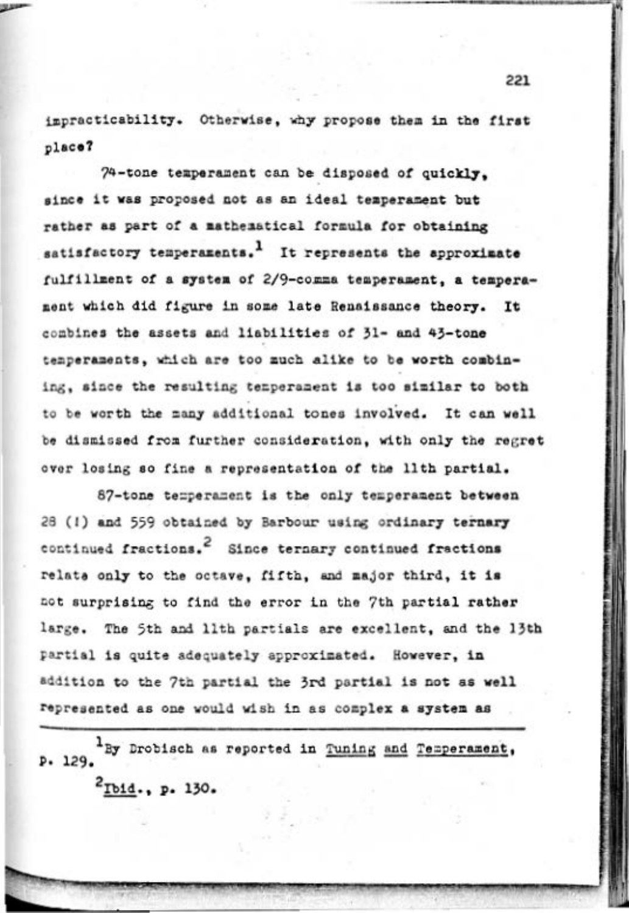impracticability. Otherwise, why propose them in the first place?

74-tone temperament can be disposed of quickly, since it was proposed not as an ideal temperament but rather as part of a mathematical formula for obtaining satisfactory temperaments.[1] It represents the approximate fulfillment of a system of 2/9-comma temperament, a temperament which did figure in some late Renaissance theory. It combines the assets and liabilities of 31- and 43-tone temperaments, which are too much alike to be worth combining, since the resulting temperament is too similar to both to be worth the many additional tones involved. It can well be dismissed from further consideration, with only the regret over losing so fine a representation of the 11th partial.

87-tone temperament is the only temperament between 28 (!) and 559 obtained by Barbour using ordinary ternary continued fractions.[2] Since ternary continued fractions relate only to the octave, fifth, and major third, it is not surprising to find the error in the 7th partial rather large. The 5th and 11th partials are excellent, and the 13th partial is quite adequately approximated. However, in addition to the 7th partial the 3rd partial is not as well represented as one would wish in as complex a system as

---

[1] By Drobisch as reported in Tuning and Temperament, p. 129.

[2] Ibid., p. 130.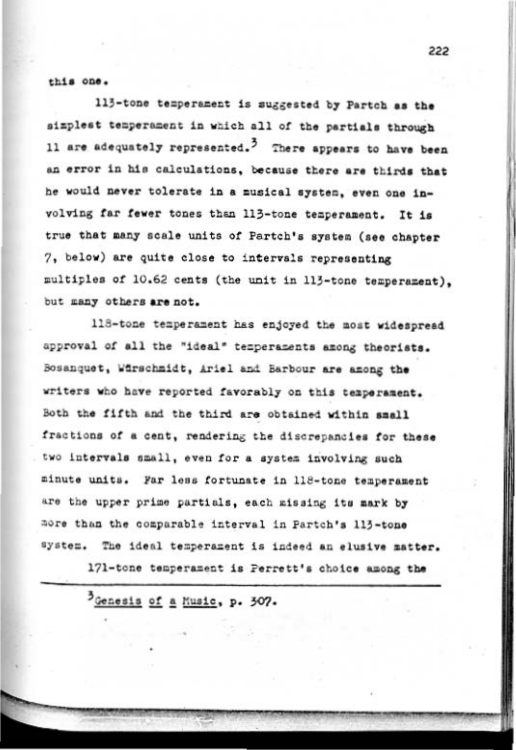this one.

113-tone temperament is suggested by Partch as the simplest temperament in which all of the partials through 11 are adequately represented.[3] There appears to have been an error in his calculations, because there are thirds that he would never tolerate in a musical system, even one involving far fewer tones than 113-tone temperament. It is true that many scale units of Partch's system (see chapter 7, below) are quite close to intervals representing multiples of 10.62 cents (the unit in 113-tone temperament), but many others are not.

118-tone temperament has enjoyed the most widespread approval of all the "ideal" temperaments among theorists. Bosanquet, Würschmidt, Ariel and Barbour are among the writers who have reported favorably on this temperament. Both the fifth and the third are obtained within small fractions of a cent, rendering the discrepancies for these two intervals small, even for a system involving such minute units. Far less fortunate in 118-tone temperament are the upper prime partials, each missing its mark by more than the comparable interval in Partch's 113-tone system. The ideal temperament is indeed an elusive matter.

171-tone temperament is Perrett's choice among the

---

[3] *Genesis of a Music*, p. 307.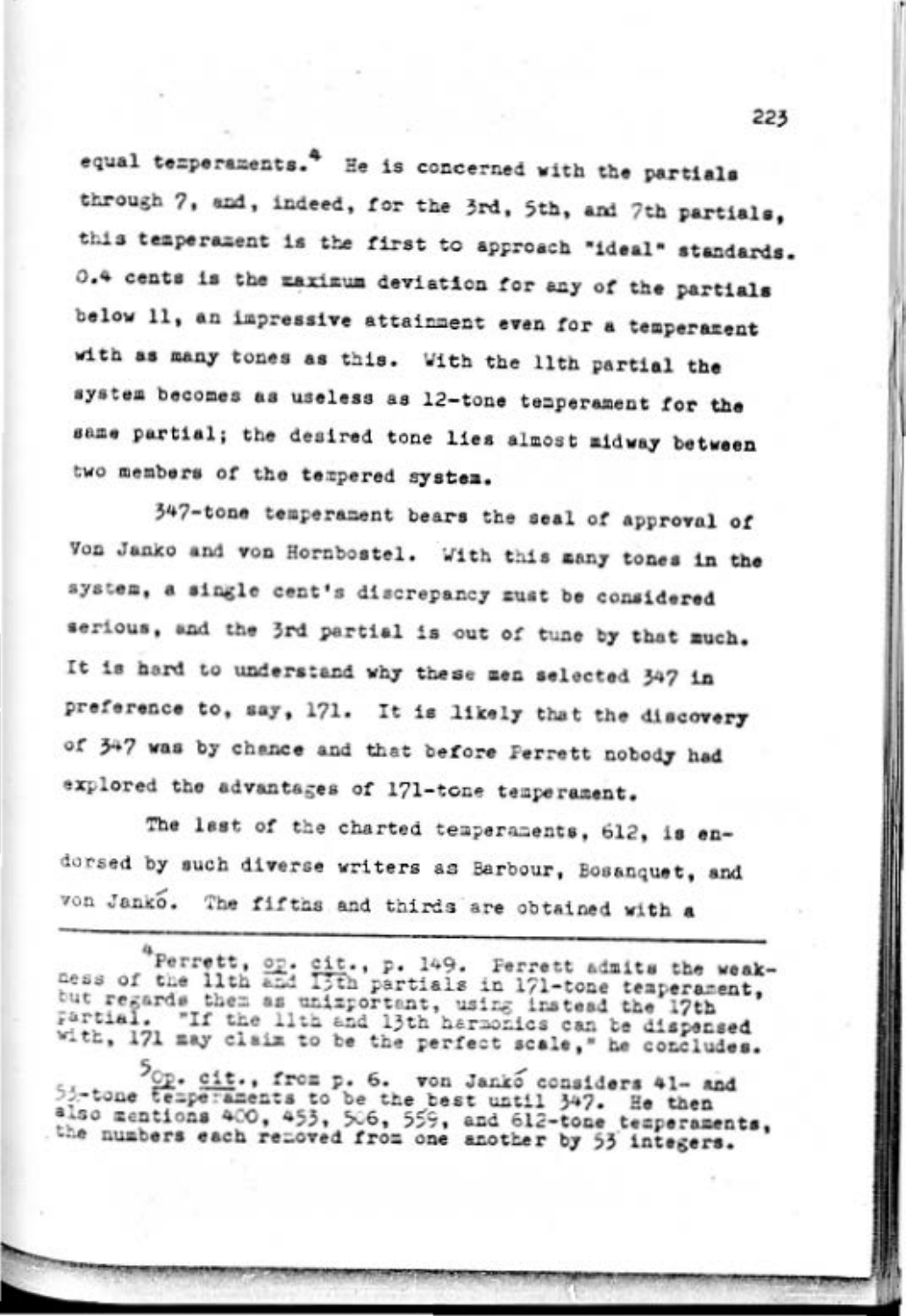equal temperaments.[4] He is concerned with the partials through 7, and, indeed, for the 3rd, 5th, and 7th partials, this temperament is the first to approach "ideal" standards. 0.4 cents is the maximum deviation for any of the partials below 11, an impressive attainment even for a temperament with as many tones as this. With the 11th partial the system becomes as useless as 12-tone temperament for the same partial; the desired tone lies almost midway between two members of the tempered system.

347-tone temperament bears the seal of approval of Von Janko and von Hornbostel. With this many tones in the system, a single cent's discrepancy must be considered serious, and the 3rd partial is out of tune by that much. It is hard to understand why these men selected 347 in preference to, say, 171. It is likely that the discovery of 347 was by chance and that before Perrett nobody had explored the advantages of 171-tone temperament.

The last of the charted temperaments, 612, is endorsed by such diverse writers as Barbour, Bosanquet, and von Jankó. The fifths and thirds are obtained with a

---

[4] Perrett, op. cit., p. 149. Perrett admits the weakness of the 11th and 13th partials in 171-tone temperament, but regards them as unimportant, using instead the 17th partial. "If the 11th and 13th harmonics can be dispensed with, 171 may claim to be the perfect scale," he concludes.

[5] Op. cit., from p. 6. von Jankó considers 41- and 53-tone temperaments to be the best until 347. He then also mentions 400, 453, 506, 559, and 612-tone temperaments, the numbers each removed from one another by 53 integers.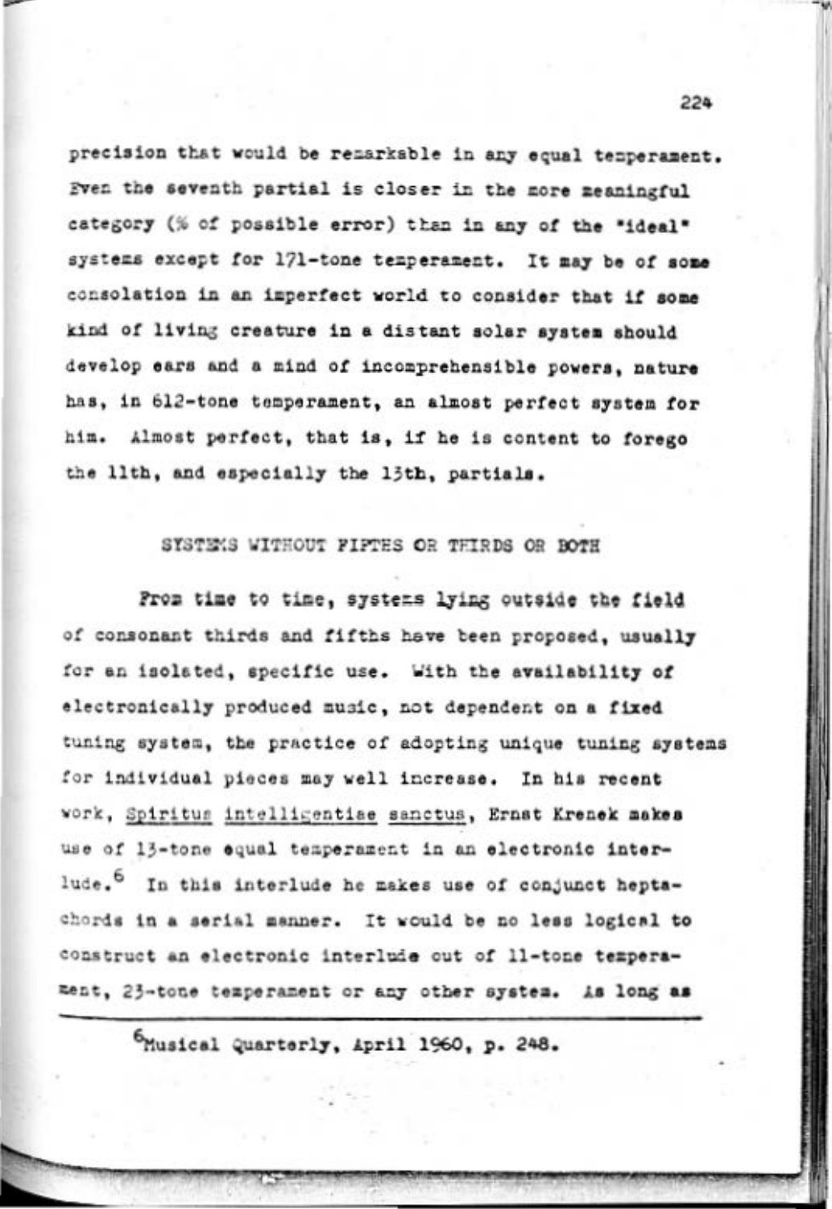precision that would be remarkable in any equal temperament. Even the seventh partial is closer in the more meaningful category (% of possible error) than in any of the "ideal" systems except for 171-tone temperament. It may be of some consolation in an imperfect world to consider that if some kind of living creature in a distant solar system should develop ears and a mind of incomprehensible powers, nature has, in 612-tone temperament, an almost perfect system for him. Almost perfect, that is, if he is content to forego the 11th, and especially the 13th, partials.

## SYSTEMS WITHOUT FIFTHS OR THIRDS OR BOTH

From time to time, systems lying outside the field of consonant thirds and fifths have been proposed, usually for an isolated, specific use. With the availability of electronically produced music, not dependent on a fixed tuning system, the practice of adopting unique tuning systems for individual pieces may well increase. In his recent work, *Spiritus intelligentiae sanctus*, Ernst Krenek makes use of 13-tone equal temperament in an electronic interlude.[6] In this interlude he makes use of conjunct heptachords in a serial manner. It would be no less logical to construct an electronic interlude out of 11-tone temperament, 23-tone temperament or any other system. As long as

---

[6] Musical Quarterly, April 1960, p. 248.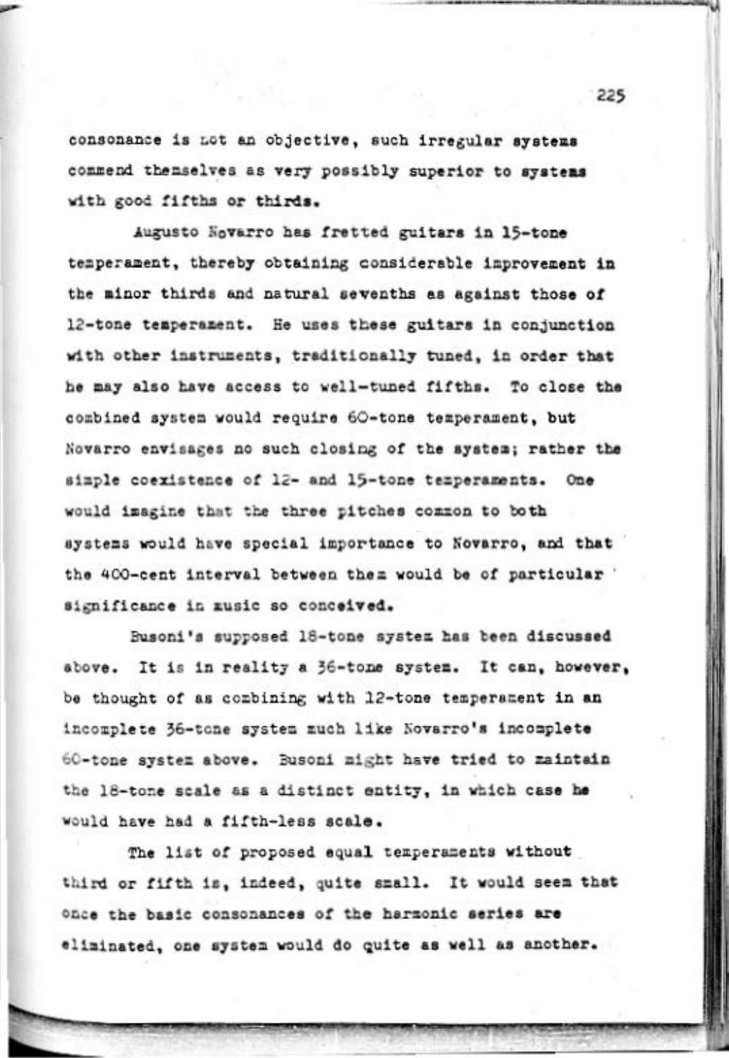consonance is not an objective, such irregular systems commend themselves as very possibly superior to systems with good fifths or thirds.

Augusto Novarro has fretted guitars in 15-tone temperament, thereby obtaining considerable improvement in the minor thirds and natural sevenths as against those of 12-tone temperament. He uses these guitars in conjunction with other instruments, traditionally tuned, in order that he may also have access to well-tuned fifths. To close the combined system would require 60-tone temperament, but Novarro envisages no such closing of the system; rather the simple coexistence of 12- and 15-tone temperaments. One would imagine that the three pitches common to both systems would have special importance to Novarro, and that the 400-cent interval between them would be of particular significance in music so conceived.

Busoni's supposed 18-tone system has been discussed above. It is in reality a 36-tone system. It can, however, be thought of as combining with 12-tone temperament in an incomplete 36-tone system much like Novarro's incomplete 60-tone system above. Busoni might have tried to maintain the 18-tone scale as a distinct entity, in which case he would have had a fifth-less scale.

The list of proposed equal temperaments without third or fifth is, indeed, quite small. It would seem that once the basic consonances of the harmonic series are eliminated, one system would do quite as well as another.